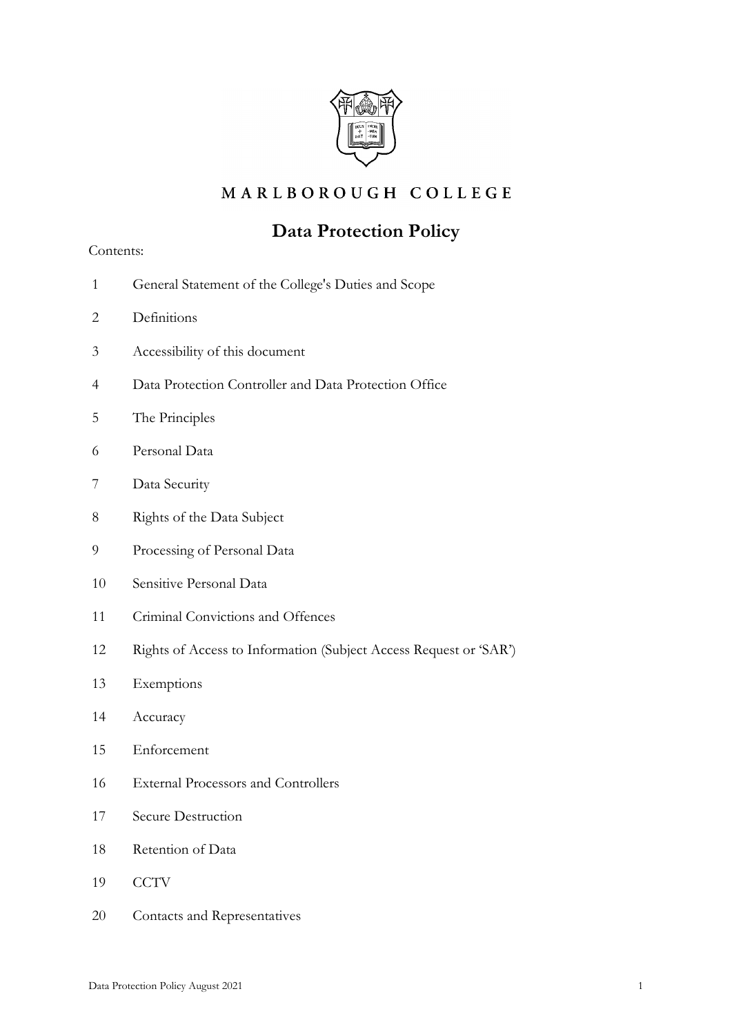MARLBOROUGH COLLEGE

# Data Protection Policy

Contents:

1 General Statement of the College's Duties and Scope

2 Definitions

3 Accessibility of this document

4 Data Protection Controller and Data Protection Office

5 The Principles

6 Personal Data

7 Data Security

8 Rights of the Data Subject

9 Processing of Personal Data

10 Sensitive Personal Data

11 Criminal Convictions and Offences

12 Rights of Access to Information (Subject Access Request or 'SAR')

13 Exemptions

14 Accuracy

15 Enforcement

16 External Processors and Controllers

17 Secure Destruction

18 Retention of Data

19 CCTV

20 Contacts and Representatives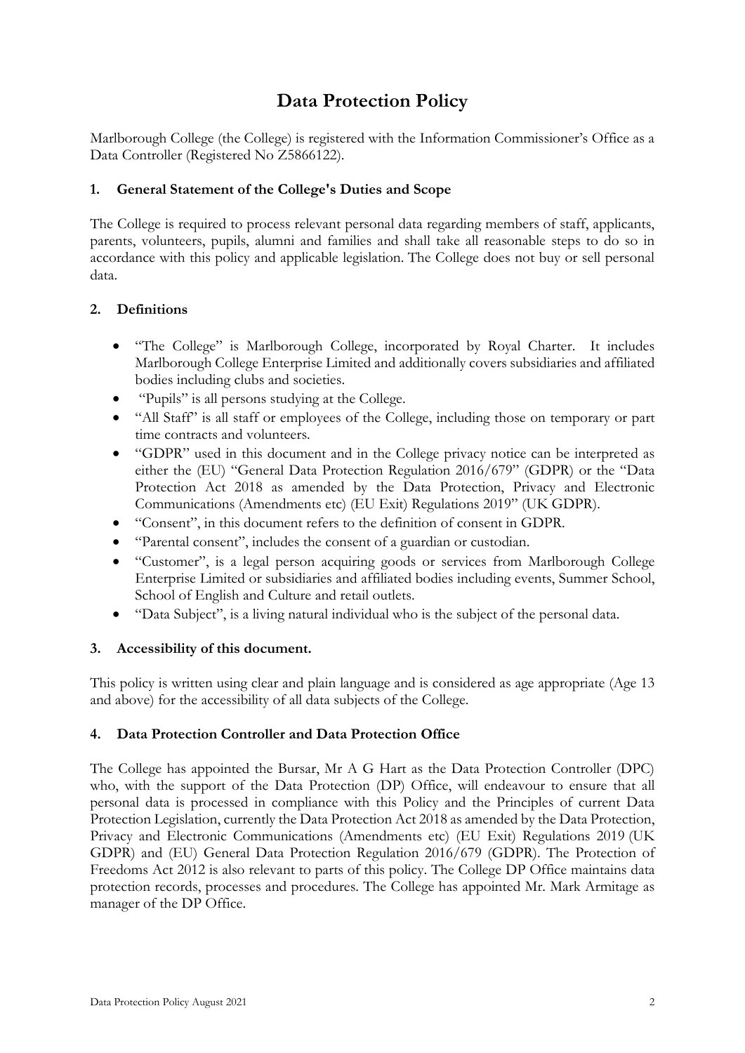# Data Protection Policy

Marlborough College (the College) is registered with the Information Commissioner's Office as a Data Controller (Registered No Z5866122).

## 1. General Statement of the College's Duties and Scope

The College is required to process relevant personal data regarding members of staff, applicants, parents, volunteers, pupils, alumni and families and shall take all reasonable steps to do so in accordance with this policy and applicable legislation. The College does not buy or sell personal data.

## 2. Definitions

- "The College" is Marlborough College, incorporated by Royal Charter. It includes Marlborough College Enterprise Limited and additionally covers subsidiaries and affiliated bodies including clubs and societies.
- "Pupils" is all persons studying at the College.
- "All Staff" is all staff or employees of the College, including those on temporary or part time contracts and volunteers.
- "GDPR" used in this document and in the College privacy notice can be interpreted as either the (EU) "General Data Protection Regulation 2016/679" (GDPR) or the "Data Protection Act 2018 as amended by the Data Protection, Privacy and Electronic Communications (Amendments etc) (EU Exit) Regulations 2019" (UK GDPR).
- "Consent", in this document refers to the definition of consent in GDPR.
- "Parental consent", includes the consent of a guardian or custodian.
- "Customer", is a legal person acquiring goods or services from Marlborough College Enterprise Limited or subsidiaries and affiliated bodies including events, Summer School, School of English and Culture and retail outlets.
- "Data Subject", is a living natural individual who is the subject of the personal data.

## 3. Accessibility of this document.

This policy is written using clear and plain language and is considered as age appropriate (Age 13 and above) for the accessibility of all data subjects of the College.

## 4. Data Protection Controller and Data Protection Office

The College has appointed the Bursar, Mr A G Hart as the Data Protection Controller (DPC) who, with the support of the Data Protection (DP) Office, will endeavour to ensure that all personal data is processed in compliance with this Policy and the Principles of current Data Protection Legislation, currently the Data Protection Act 2018 as amended by the Data Protection, Privacy and Electronic Communications (Amendments etc) (EU Exit) Regulations 2019 (UK GDPR) and (EU) General Data Protection Regulation 2016/679 (GDPR). The Protection of Freedoms Act 2012 is also relevant to parts of this policy. The College DP Office maintains data protection records, processes and procedures. The College has appointed Mr. Mark Armitage as manager of the DP Office.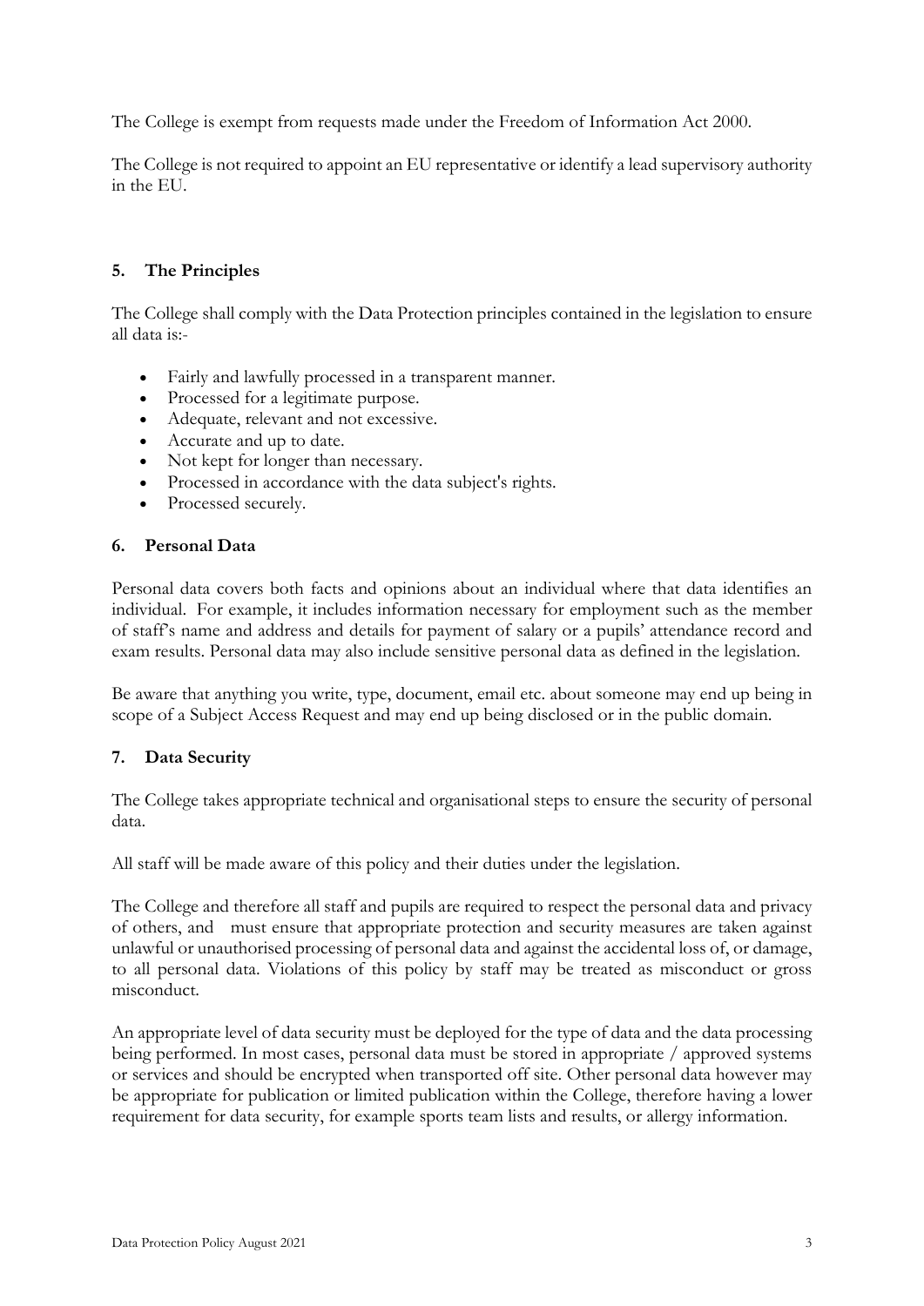The College is exempt from requests made under the Freedom of Information Act 2000.

The College is not required to appoint an EU representative or identify a lead supervisory authority in the EU.

## 5. The Principles

The College shall comply with the Data Protection principles contained in the legislation to ensure all data is:-

- Fairly and lawfully processed in a transparent manner.
- Processed for a legitimate purpose.
- Adequate, relevant and not excessive.
- Accurate and up to date.
- Not kept for longer than necessary.
- Processed in accordance with the data subject's rights.
- Processed securely.

## 6. Personal Data

Personal data covers both facts and opinions about an individual where that data identifies an individual. For example, it includes information necessary for employment such as the member of staff's name and address and details for payment of salary or a pupils' attendance record and exam results. Personal data may also include sensitive personal data as defined in the legislation.

Be aware that anything you write, type, document, email etc. about someone may end up being in scope of a Subject Access Request and may end up being disclosed or in the public domain.

## 7. Data Security

The College takes appropriate technical and organisational steps to ensure the security of personal data.

All staff will be made aware of this policy and their duties under the legislation.

The College and therefore all staff and pupils are required to respect the personal data and privacy of others, and must ensure that appropriate protection and security measures are taken against unlawful or unauthorised processing of personal data and against the accidental loss of, or damage, to all personal data. Violations of this policy by staff may be treated as misconduct or gross misconduct.

An appropriate level of data security must be deployed for the type of data and the data processing being performed. In most cases, personal data must be stored in appropriate / approved systems or services and should be encrypted when transported off site. Other personal data however may be appropriate for publication or limited publication within the College, therefore having a lower requirement for data security, for example sports team lists and results, or allergy information.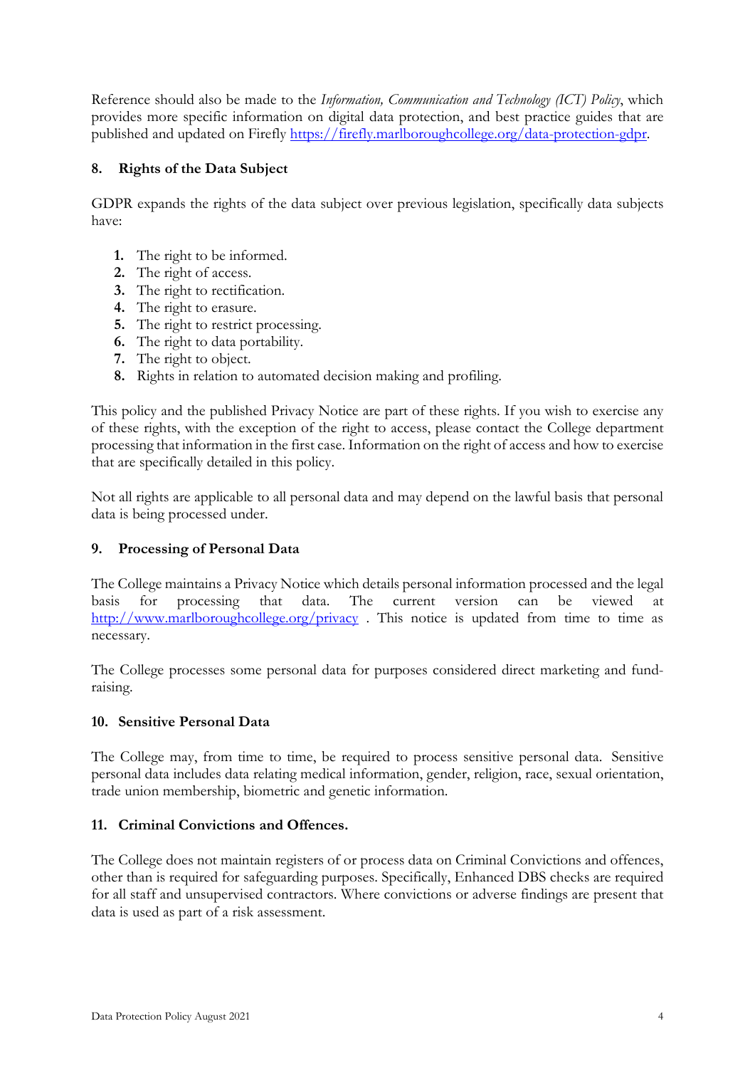Reference should also be made to the *Information, Communication and Technology (ICT) Policy*, which provides more specific information on digital data protection, and best practice guides that are published and updated on Firefly https://firefly.marlboroughcollege.org/data-protection-gdpr.

## 8. Rights of the Data Subject

GDPR expands the rights of the data subject over previous legislation, specifically data subjects have:

1. The right to be informed.
2. The right of access.
3. The right to rectification.
4. The right to erasure.
5. The right to restrict processing.
6. The right to data portability.
7. The right to object.
8. Rights in relation to automated decision making and profiling.

This policy and the published Privacy Notice are part of these rights. If you wish to exercise any of these rights, with the exception of the right to access, please contact the College department processing that information in the first case. Information on the right of access and how to exercise that are specifically detailed in this policy.

Not all rights are applicable to all personal data and may depend on the lawful basis that personal data is being processed under.

## 9. Processing of Personal Data

The College maintains a Privacy Notice which details personal information processed and the legal basis for processing that data. The current version can be viewed at http://www.marlboroughcollege.org/privacy . This notice is updated from time to time as necessary.

The College processes some personal data for purposes considered direct marketing and fund-raising.

## 10. Sensitive Personal Data

The College may, from time to time, be required to process sensitive personal data. Sensitive personal data includes data relating medical information, gender, religion, race, sexual orientation, trade union membership, biometric and genetic information.

## 11. Criminal Convictions and Offences.

The College does not maintain registers of or process data on Criminal Convictions and offences, other than is required for safeguarding purposes. Specifically, Enhanced DBS checks are required for all staff and unsupervised contractors. Where convictions or adverse findings are present that data is used as part of a risk assessment.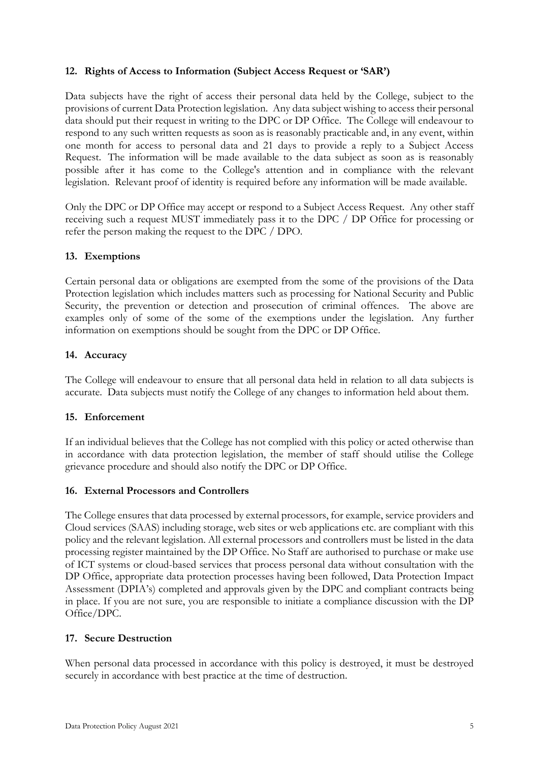## 12. Rights of Access to Information (Subject Access Request or 'SAR')

Data subjects have the right of access their personal data held by the College, subject to the provisions of current Data Protection legislation. Any data subject wishing to access their personal data should put their request in writing to the DPC or DP Office. The College will endeavour to respond to any such written requests as soon as is reasonably practicable and, in any event, within one month for access to personal data and 21 days to provide a reply to a Subject Access Request. The information will be made available to the data subject as soon as is reasonably possible after it has come to the College's attention and in compliance with the relevant legislation. Relevant proof of identity is required before any information will be made available.

Only the DPC or DP Office may accept or respond to a Subject Access Request. Any other staff receiving such a request MUST immediately pass it to the DPC / DP Office for processing or refer the person making the request to the DPC / DPO.

## 13. Exemptions

Certain personal data or obligations are exempted from the some of the provisions of the Data Protection legislation which includes matters such as processing for National Security and Public Security, the prevention or detection and prosecution of criminal offences. The above are examples only of some of the some of the exemptions under the legislation. Any further information on exemptions should be sought from the DPC or DP Office.

## 14. Accuracy

The College will endeavour to ensure that all personal data held in relation to all data subjects is accurate. Data subjects must notify the College of any changes to information held about them.

## 15. Enforcement

If an individual believes that the College has not complied with this policy or acted otherwise than in accordance with data protection legislation, the member of staff should utilise the College grievance procedure and should also notify the DPC or DP Office.

## 16. External Processors and Controllers

The College ensures that data processed by external processors, for example, service providers and Cloud services (SAAS) including storage, web sites or web applications etc. are compliant with this policy and the relevant legislation. All external processors and controllers must be listed in the data processing register maintained by the DP Office. No Staff are authorised to purchase or make use of ICT systems or cloud-based services that process personal data without consultation with the DP Office, appropriate data protection processes having been followed, Data Protection Impact Assessment (DPIA's) completed and approvals given by the DPC and compliant contracts being in place. If you are not sure, you are responsible to initiate a compliance discussion with the DP Office/DPC.

## 17. Secure Destruction

When personal data processed in accordance with this policy is destroyed, it must be destroyed securely in accordance with best practice at the time of destruction.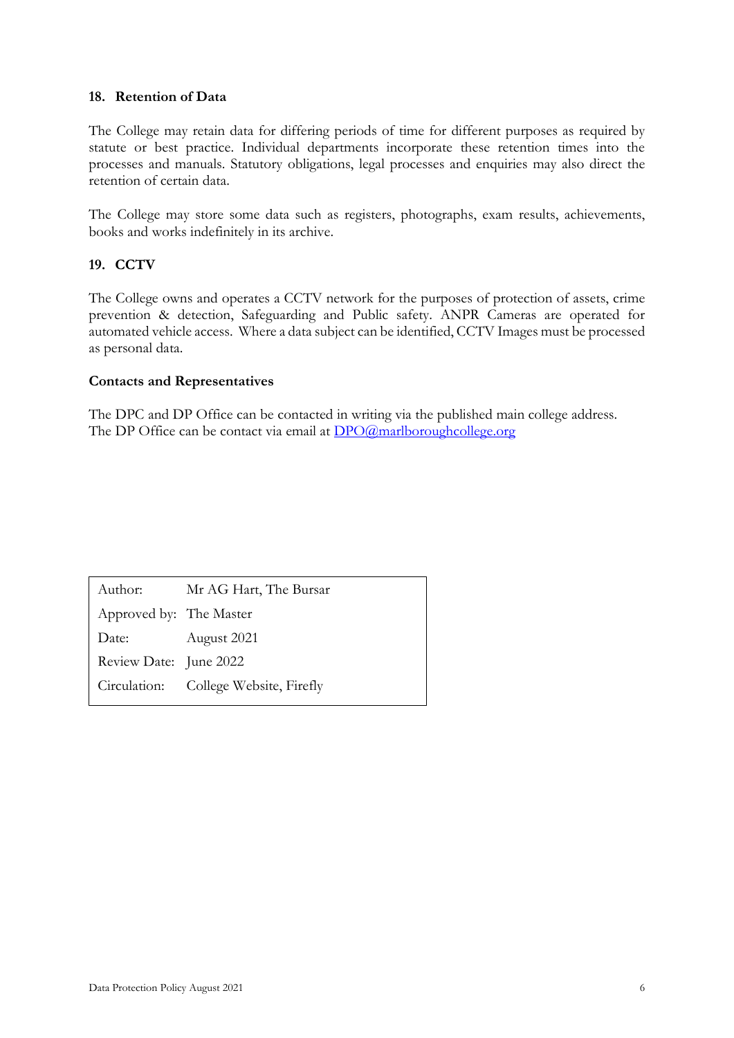## 18. Retention of Data

The College may retain data for differing periods of time for different purposes as required by statute or best practice. Individual departments incorporate these retention times into the processes and manuals. Statutory obligations, legal processes and enquiries may also direct the retention of certain data.

The College may store some data such as registers, photographs, exam results, achievements, books and works indefinitely in its archive.

## 19. CCTV

The College owns and operates a CCTV network for the purposes of protection of assets, crime prevention & detection, Safeguarding and Public safety. ANPR Cameras are operated for automated vehicle access. Where a data subject can be identified, CCTV Images must be processed as personal data.

## Contacts and Representatives

The DPC and DP Office can be contacted in writing via the published main college address.
The DP Office can be contact via email at DPO@marlboroughcollege.org

| | |
|---|---|
| Author: | Mr AG Hart, The Bursar |
| Approved by: | The Master |
| Date: | August 2021 |
| Review Date: | June 2022 |
| Circulation: | College Website, Firefly |